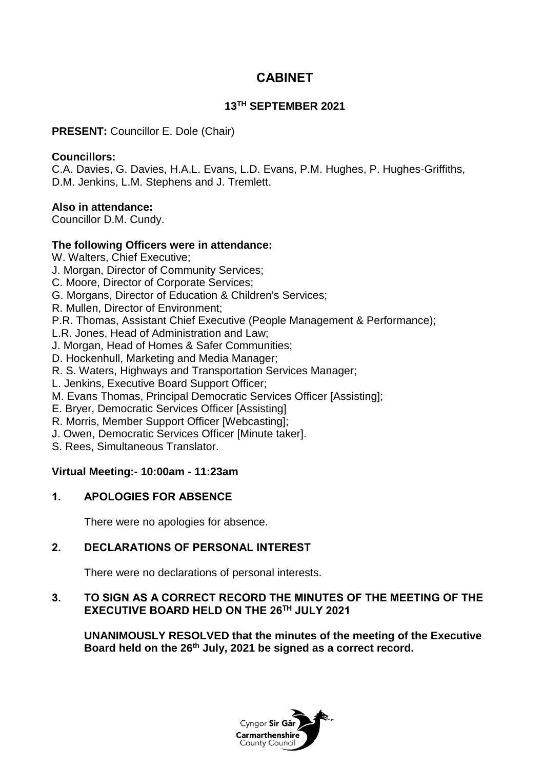# CABINET

## 13TH SEPTEMBER 2021

**PRESENT:** Councillor E. Dole (Chair)

**Councillors:**
C.A. Davies, G. Davies, H.A.L. Evans, L.D. Evans, P.M. Hughes, P. Hughes-Griffiths, D.M. Jenkins, L.M. Stephens and J. Tremlett.

**Also in attendance:**
Councillor D.M. Cundy.

**The following Officers were in attendance:**
W. Walters, Chief Executive;
J. Morgan, Director of Community Services;
C. Moore, Director of Corporate Services;
G. Morgans, Director of Education & Children's Services;
R. Mullen, Director of Environment;
P.R. Thomas, Assistant Chief Executive (People Management & Performance);
L.R. Jones, Head of Administration and Law;
J. Morgan, Head of Homes & Safer Communities;
D. Hockenhull, Marketing and Media Manager;
R. S. Waters, Highways and Transportation Services Manager;
L. Jenkins, Executive Board Support Officer;
M. Evans Thomas, Principal Democratic Services Officer [Assisting];
E. Bryer, Democratic Services Officer [Assisting]
R. Morris, Member Support Officer [Webcasting];
J. Owen, Democratic Services Officer [Minute taker].
S. Rees, Simultaneous Translator.

**Virtual Meeting:- 10:00am - 11:23am**

## 1. APOLOGIES FOR ABSENCE

There were no apologies for absence.

## 2. DECLARATIONS OF PERSONAL INTEREST

There were no declarations of personal interests.

## 3. TO SIGN AS A CORRECT RECORD THE MINUTES OF THE MEETING OF THE EXECUTIVE BOARD HELD ON THE 26TH JULY 2021

**UNANIMOUSLY RESOLVED that the minutes of the meeting of the Executive Board held on the 26th July, 2021 be signed as a correct record.**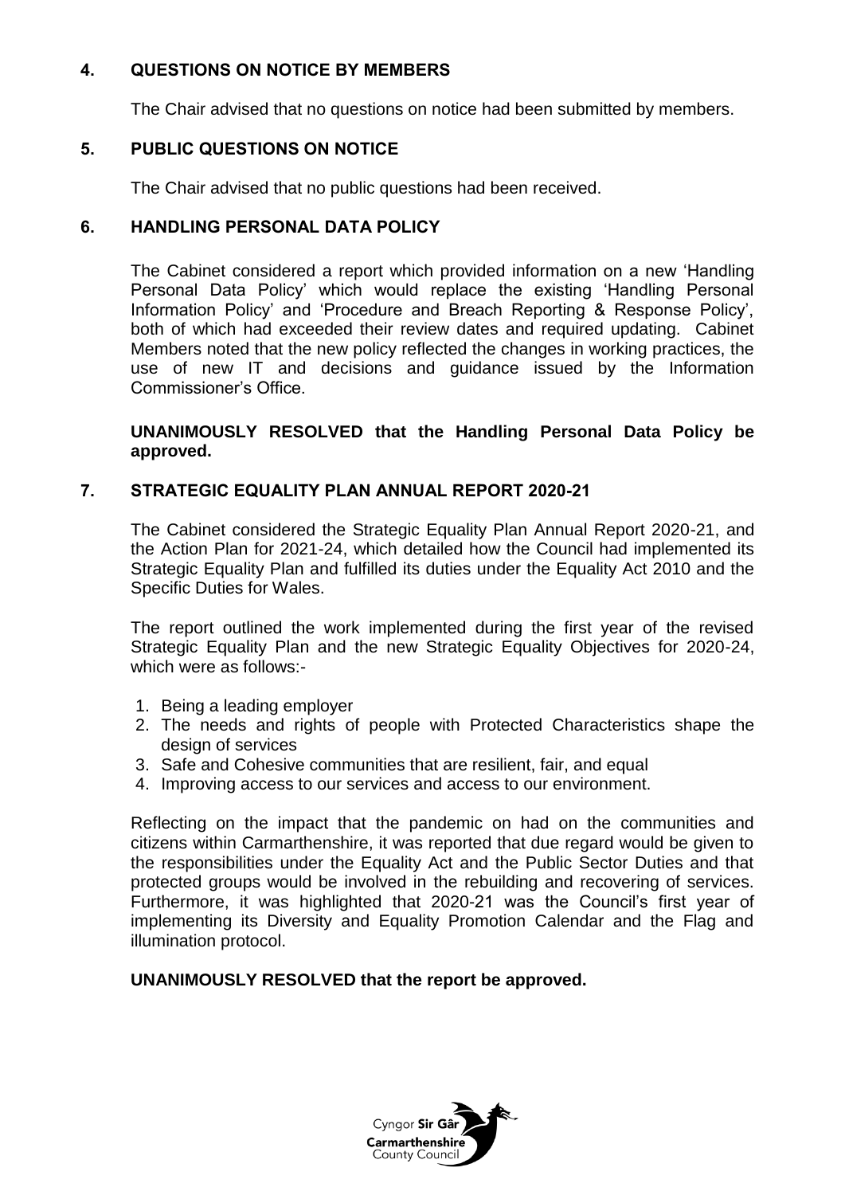## 4. QUESTIONS ON NOTICE BY MEMBERS

The Chair advised that no questions on notice had been submitted by members.

## 5. PUBLIC QUESTIONS ON NOTICE

The Chair advised that no public questions had been received.

## 6. HANDLING PERSONAL DATA POLICY

The Cabinet considered a report which provided information on a new 'Handling Personal Data Policy' which would replace the existing 'Handling Personal Information Policy' and 'Procedure and Breach Reporting & Response Policy', both of which had exceeded their review dates and required updating. Cabinet Members noted that the new policy reflected the changes in working practices, the use of new IT and decisions and guidance issued by the Information Commissioner's Office.

**UNANIMOUSLY RESOLVED that the Handling Personal Data Policy be approved.**

## 7. STRATEGIC EQUALITY PLAN ANNUAL REPORT 2020-21

The Cabinet considered the Strategic Equality Plan Annual Report 2020-21, and the Action Plan for 2021-24, which detailed how the Council had implemented its Strategic Equality Plan and fulfilled its duties under the Equality Act 2010 and the Specific Duties for Wales.

The report outlined the work implemented during the first year of the revised Strategic Equality Plan and the new Strategic Equality Objectives for 2020-24, which were as follows:-

1. Being a leading employer
2. The needs and rights of people with Protected Characteristics shape the design of services
3. Safe and Cohesive communities that are resilient, fair, and equal
4. Improving access to our services and access to our environment.

Reflecting on the impact that the pandemic on had on the communities and citizens within Carmarthenshire, it was reported that due regard would be given to the responsibilities under the Equality Act and the Public Sector Duties and that protected groups would be involved in the rebuilding and recovering of services. Furthermore, it was highlighted that 2020-21 was the Council's first year of implementing its Diversity and Equality Promotion Calendar and the Flag and illumination protocol.

**UNANIMOUSLY RESOLVED that the report be approved.**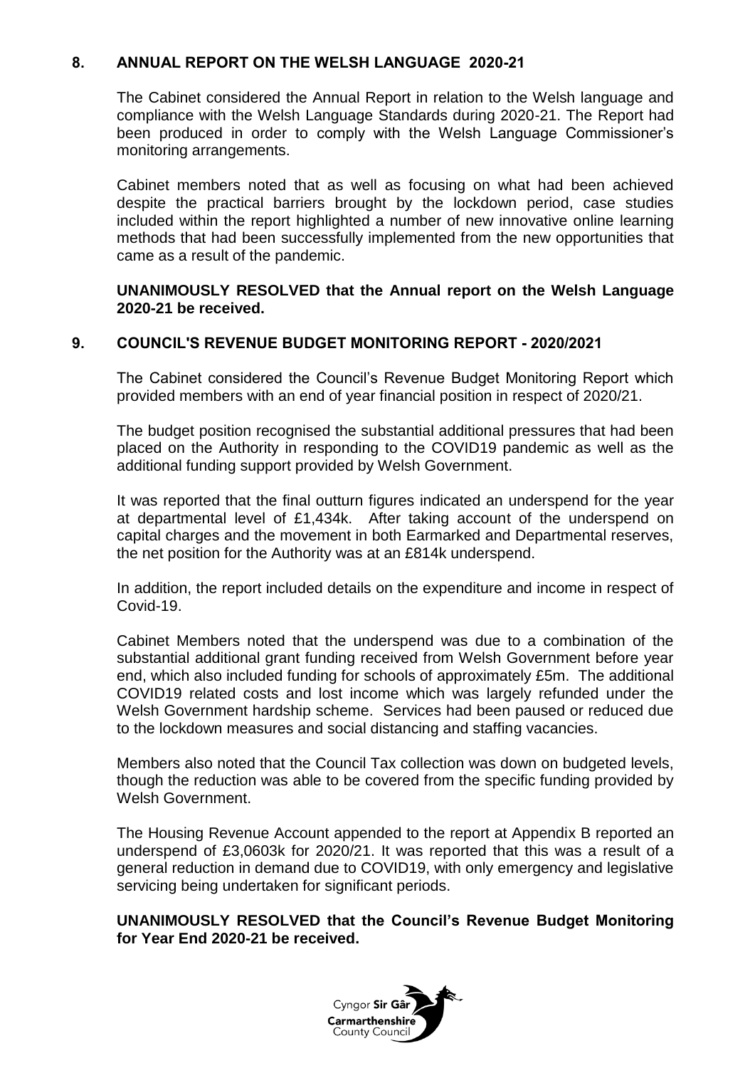## 8. ANNUAL REPORT ON THE WELSH LANGUAGE 2020-21

The Cabinet considered the Annual Report in relation to the Welsh language and compliance with the Welsh Language Standards during 2020-21. The Report had been produced in order to comply with the Welsh Language Commissioner's monitoring arrangements.

Cabinet members noted that as well as focusing on what had been achieved despite the practical barriers brought by the lockdown period, case studies included within the report highlighted a number of new innovative online learning methods that had been successfully implemented from the new opportunities that came as a result of the pandemic.

**UNANIMOUSLY RESOLVED that the Annual report on the Welsh Language 2020-21 be received.**

## 9. COUNCIL'S REVENUE BUDGET MONITORING REPORT - 2020/2021

The Cabinet considered the Council's Revenue Budget Monitoring Report which provided members with an end of year financial position in respect of 2020/21.

The budget position recognised the substantial additional pressures that had been placed on the Authority in responding to the COVID19 pandemic as well as the additional funding support provided by Welsh Government.

It was reported that the final outturn figures indicated an underspend for the year at departmental level of £1,434k. After taking account of the underspend on capital charges and the movement in both Earmarked and Departmental reserves, the net position for the Authority was at an £814k underspend.

In addition, the report included details on the expenditure and income in respect of Covid-19.

Cabinet Members noted that the underspend was due to a combination of the substantial additional grant funding received from Welsh Government before year end, which also included funding for schools of approximately £5m. The additional COVID19 related costs and lost income which was largely refunded under the Welsh Government hardship scheme. Services had been paused or reduced due to the lockdown measures and social distancing and staffing vacancies.

Members also noted that the Council Tax collection was down on budgeted levels, though the reduction was able to be covered from the specific funding provided by Welsh Government.

The Housing Revenue Account appended to the report at Appendix B reported an underspend of £3,0603k for 2020/21. It was reported that this was a result of a general reduction in demand due to COVID19, with only emergency and legislative servicing being undertaken for significant periods.

**UNANIMOUSLY RESOLVED that the Council's Revenue Budget Monitoring for Year End 2020-21 be received.**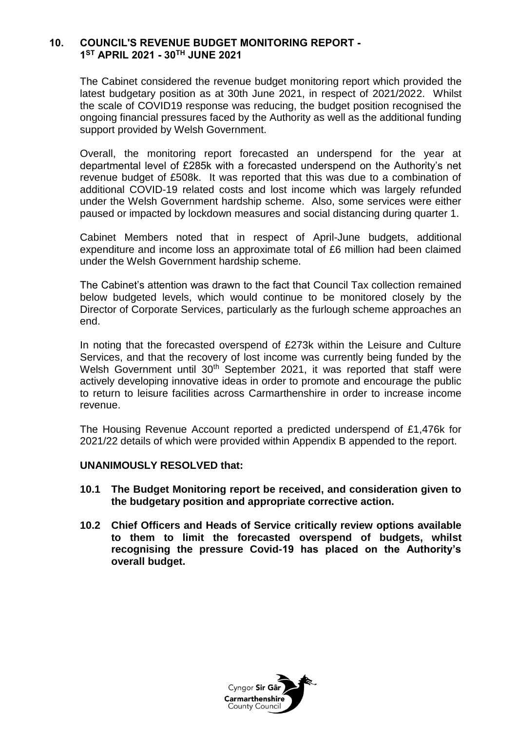## 10. COUNCIL'S REVENUE BUDGET MONITORING REPORT - 1ST APRIL 2021 - 30TH JUNE 2021

The Cabinet considered the revenue budget monitoring report which provided the latest budgetary position as at 30th June 2021, in respect of 2021/2022. Whilst the scale of COVID19 response was reducing, the budget position recognised the ongoing financial pressures faced by the Authority as well as the additional funding support provided by Welsh Government.

Overall, the monitoring report forecasted an underspend for the year at departmental level of £285k with a forecasted underspend on the Authority's net revenue budget of £508k. It was reported that this was due to a combination of additional COVID-19 related costs and lost income which was largely refunded under the Welsh Government hardship scheme. Also, some services were either paused or impacted by lockdown measures and social distancing during quarter 1.

Cabinet Members noted that in respect of April-June budgets, additional expenditure and income loss an approximate total of £6 million had been claimed under the Welsh Government hardship scheme.

The Cabinet's attention was drawn to the fact that Council Tax collection remained below budgeted levels, which would continue to be monitored closely by the Director of Corporate Services, particularly as the furlough scheme approaches an end.

In noting that the forecasted overspend of £273k within the Leisure and Culture Services, and that the recovery of lost income was currently being funded by the Welsh Government until 30th September 2021, it was reported that staff were actively developing innovative ideas in order to promote and encourage the public to return to leisure facilities across Carmarthenshire in order to increase income revenue.

The Housing Revenue Account reported a predicted underspend of £1,476k for 2021/22 details of which were provided within Appendix B appended to the report.

**UNANIMOUSLY RESOLVED that:**

**10.1 The Budget Monitoring report be received, and consideration given to the budgetary position and appropriate corrective action.**

**10.2 Chief Officers and Heads of Service critically review options available to them to limit the forecasted overspend of budgets, whilst recognising the pressure Covid-19 has placed on the Authority's overall budget.**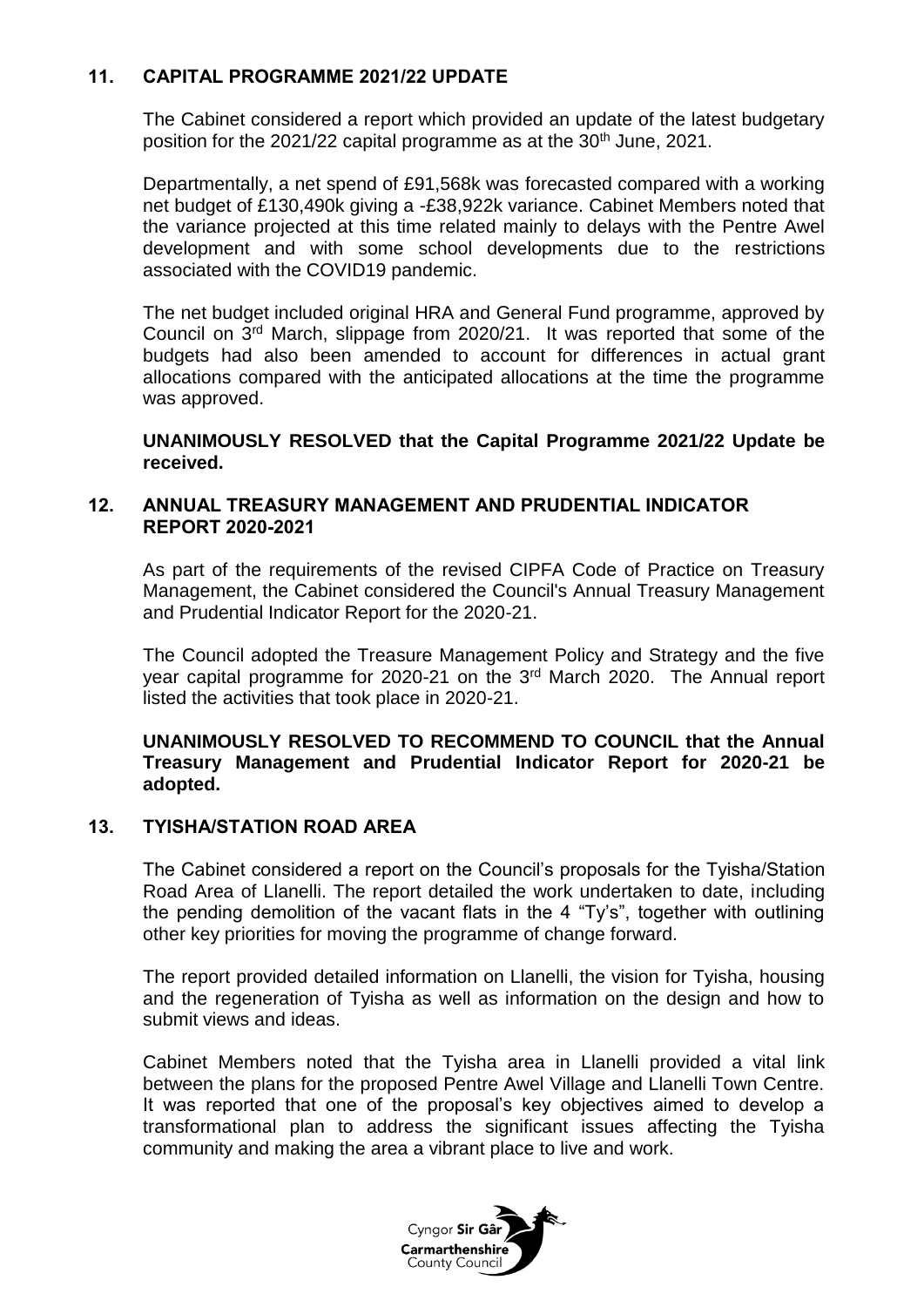## 11. CAPITAL PROGRAMME 2021/22 UPDATE

The Cabinet considered a report which provided an update of the latest budgetary position for the 2021/22 capital programme as at the 30th June, 2021.

Departmentally, a net spend of £91,568k was forecasted compared with a working net budget of £130,490k giving a -£38,922k variance. Cabinet Members noted that the variance projected at this time related mainly to delays with the Pentre Awel development and with some school developments due to the restrictions associated with the COVID19 pandemic.

The net budget included original HRA and General Fund programme, approved by Council on 3rd March, slippage from 2020/21. It was reported that some of the budgets had also been amended to account for differences in actual grant allocations compared with the anticipated allocations at the time the programme was approved.

**UNANIMOUSLY RESOLVED that the Capital Programme 2021/22 Update be received.**

## 12. ANNUAL TREASURY MANAGEMENT AND PRUDENTIAL INDICATOR REPORT 2020-2021

As part of the requirements of the revised CIPFA Code of Practice on Treasury Management, the Cabinet considered the Council's Annual Treasury Management and Prudential Indicator Report for the 2020-21.

The Council adopted the Treasure Management Policy and Strategy and the five year capital programme for 2020-21 on the 3rd March 2020. The Annual report listed the activities that took place in 2020-21.

**UNANIMOUSLY RESOLVED TO RECOMMEND TO COUNCIL that the Annual Treasury Management and Prudential Indicator Report for 2020-21 be adopted.**

## 13. TYISHA/STATION ROAD AREA

The Cabinet considered a report on the Council's proposals for the Tyisha/Station Road Area of Llanelli. The report detailed the work undertaken to date, including the pending demolition of the vacant flats in the 4 "Ty's", together with outlining other key priorities for moving the programme of change forward.

The report provided detailed information on Llanelli, the vision for Tyisha, housing and the regeneration of Tyisha as well as information on the design and how to submit views and ideas.

Cabinet Members noted that the Tyisha area in Llanelli provided a vital link between the plans for the proposed Pentre Awel Village and Llanelli Town Centre. It was reported that one of the proposal's key objectives aimed to develop a transformational plan to address the significant issues affecting the Tyisha community and making the area a vibrant place to live and work.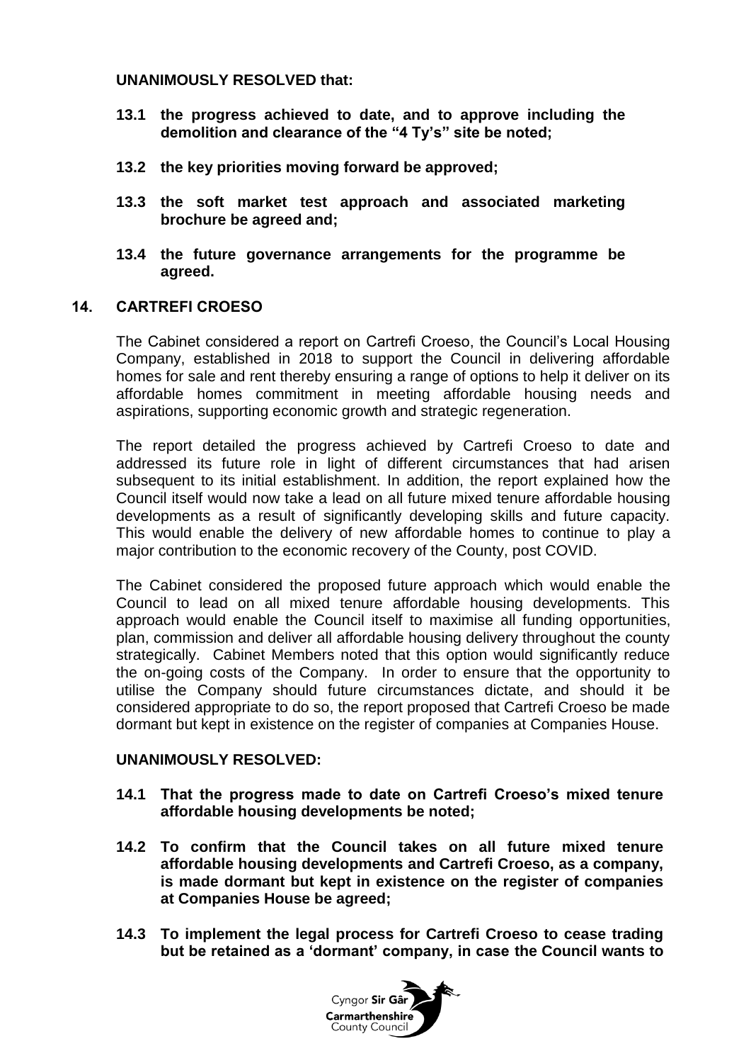**UNANIMOUSLY RESOLVED that:**

**13.1 the progress achieved to date, and to approve including the demolition and clearance of the "4 Ty's" site be noted;**

**13.2 the key priorities moving forward be approved;**

**13.3 the soft market test approach and associated marketing brochure be agreed and;**

**13.4 the future governance arrangements for the programme be agreed.**

## 14. CARTREFI CROESO

The Cabinet considered a report on Cartrefi Croeso, the Council's Local Housing Company, established in 2018 to support the Council in delivering affordable homes for sale and rent thereby ensuring a range of options to help it deliver on its affordable homes commitment in meeting affordable housing needs and aspirations, supporting economic growth and strategic regeneration.

The report detailed the progress achieved by Cartrefi Croeso to date and addressed its future role in light of different circumstances that had arisen subsequent to its initial establishment. In addition, the report explained how the Council itself would now take a lead on all future mixed tenure affordable housing developments as a result of significantly developing skills and future capacity. This would enable the delivery of new affordable homes to continue to play a major contribution to the economic recovery of the County, post COVID.

The Cabinet considered the proposed future approach which would enable the Council to lead on all mixed tenure affordable housing developments. This approach would enable the Council itself to maximise all funding opportunities, plan, commission and deliver all affordable housing delivery throughout the county strategically. Cabinet Members noted that this option would significantly reduce the on-going costs of the Company. In order to ensure that the opportunity to utilise the Company should future circumstances dictate, and should it be considered appropriate to do so, the report proposed that Cartrefi Croeso be made dormant but kept in existence on the register of companies at Companies House.

**UNANIMOUSLY RESOLVED:**

**14.1 That the progress made to date on Cartrefi Croeso's mixed tenure affordable housing developments be noted;**

**14.2 To confirm that the Council takes on all future mixed tenure affordable housing developments and Cartrefi Croeso, as a company, is made dormant but kept in existence on the register of companies at Companies House be agreed;**

**14.3 To implement the legal process for Cartrefi Croeso to cease trading but be retained as a 'dormant' company, in case the Council wants to**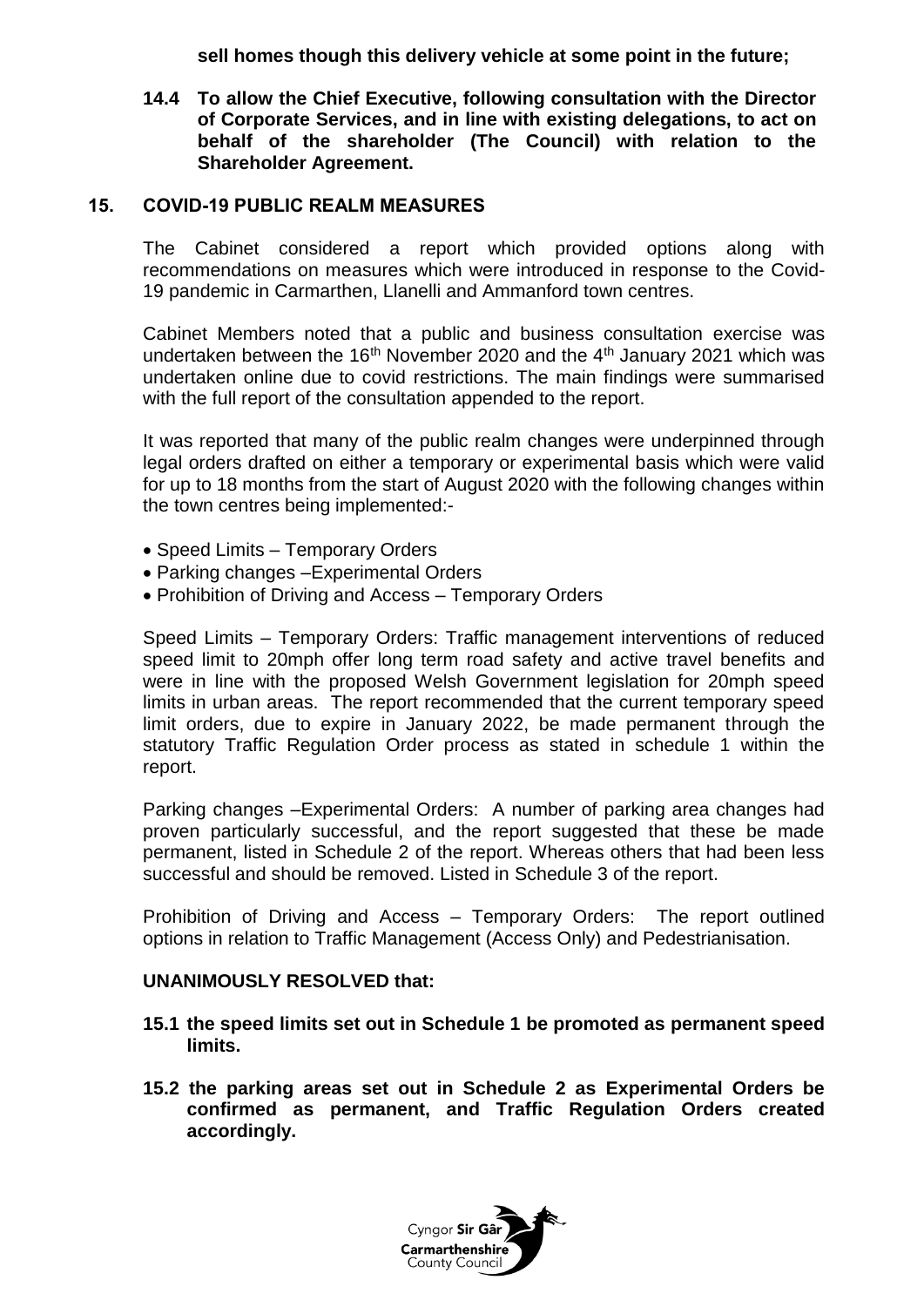**sell homes though this delivery vehicle at some point in the future;**

**14.4 To allow the Chief Executive, following consultation with the Director of Corporate Services, and in line with existing delegations, to act on behalf of the shareholder (The Council) with relation to the Shareholder Agreement.**

## 15. COVID-19 PUBLIC REALM MEASURES

The Cabinet considered a report which provided options along with recommendations on measures which were introduced in response to the Covid-19 pandemic in Carmarthen, Llanelli and Ammanford town centres.

Cabinet Members noted that a public and business consultation exercise was undertaken between the 16th November 2020 and the 4th January 2021 which was undertaken online due to covid restrictions. The main findings were summarised with the full report of the consultation appended to the report.

It was reported that many of the public realm changes were underpinned through legal orders drafted on either a temporary or experimental basis which were valid for up to 18 months from the start of August 2020 with the following changes within the town centres being implemented:-

- Speed Limits – Temporary Orders
- Parking changes –Experimental Orders
- Prohibition of Driving and Access – Temporary Orders

Speed Limits – Temporary Orders: Traffic management interventions of reduced speed limit to 20mph offer long term road safety and active travel benefits and were in line with the proposed Welsh Government legislation for 20mph speed limits in urban areas. The report recommended that the current temporary speed limit orders, due to expire in January 2022, be made permanent through the statutory Traffic Regulation Order process as stated in schedule 1 within the report.

Parking changes –Experimental Orders: A number of parking area changes had proven particularly successful, and the report suggested that these be made permanent, listed in Schedule 2 of the report. Whereas others that had been less successful and should be removed. Listed in Schedule 3 of the report.

Prohibition of Driving and Access – Temporary Orders: The report outlined options in relation to Traffic Management (Access Only) and Pedestrianisation.

**UNANIMOUSLY RESOLVED that:**

**15.1 the speed limits set out in Schedule 1 be promoted as permanent speed limits.**

**15.2 the parking areas set out in Schedule 2 as Experimental Orders be confirmed as permanent, and Traffic Regulation Orders created accordingly.**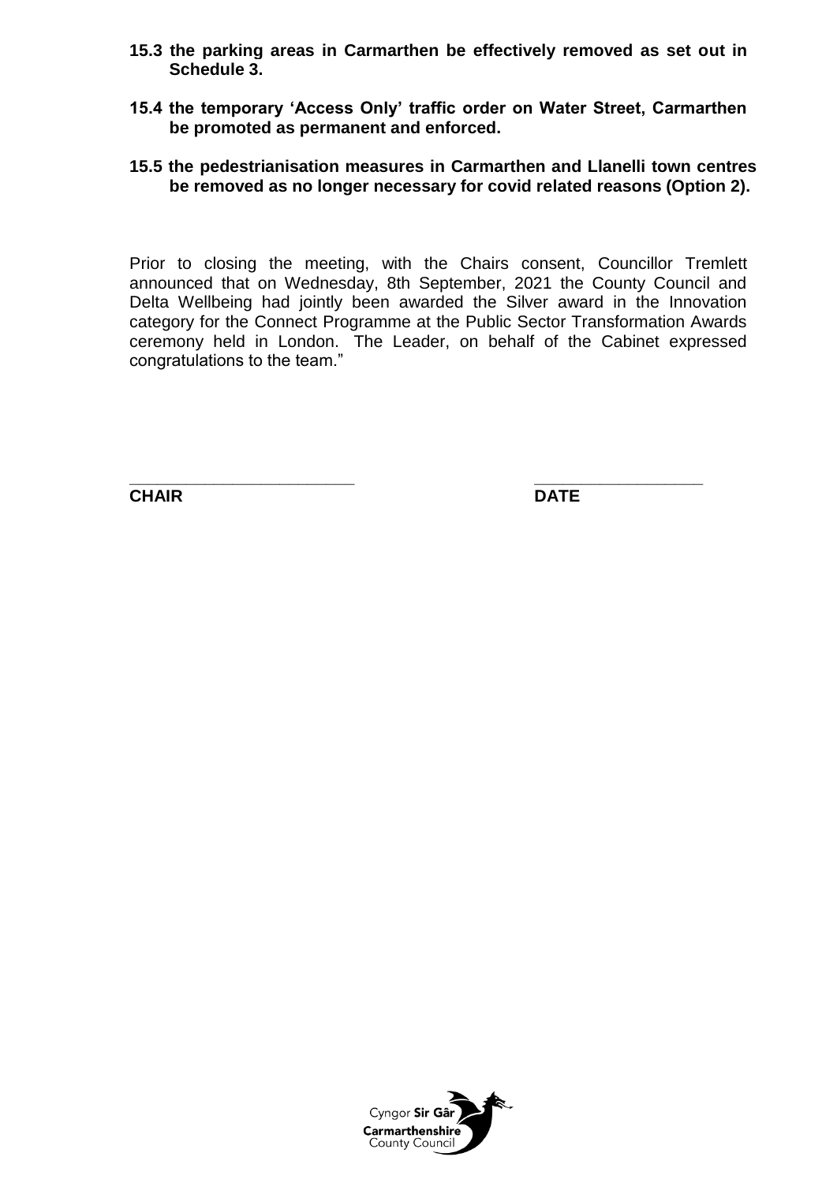**15.3 the parking areas in Carmarthen be effectively removed as set out in Schedule 3.**

**15.4 the temporary 'Access Only' traffic order on Water Street, Carmarthen be promoted as permanent and enforced.**

**15.5 the pedestrianisation measures in Carmarthen and Llanelli town centres be removed as no longer necessary for covid related reasons (Option 2).**

Prior to closing the meeting, with the Chairs consent, Councillor Tremlett announced that on Wednesday, 8th September, 2021 the County Council and Delta Wellbeing had jointly been awarded the Silver award in the Innovation category for the Connect Programme at the Public Sector Transformation Awards ceremony held in London. The Leader, on behalf of the Cabinet expressed congratulations to the team."

________________________ __________________

**CHAIR** **DATE**

Cyngor **Sir Gâr**
**Carmarthenshire**
County Council